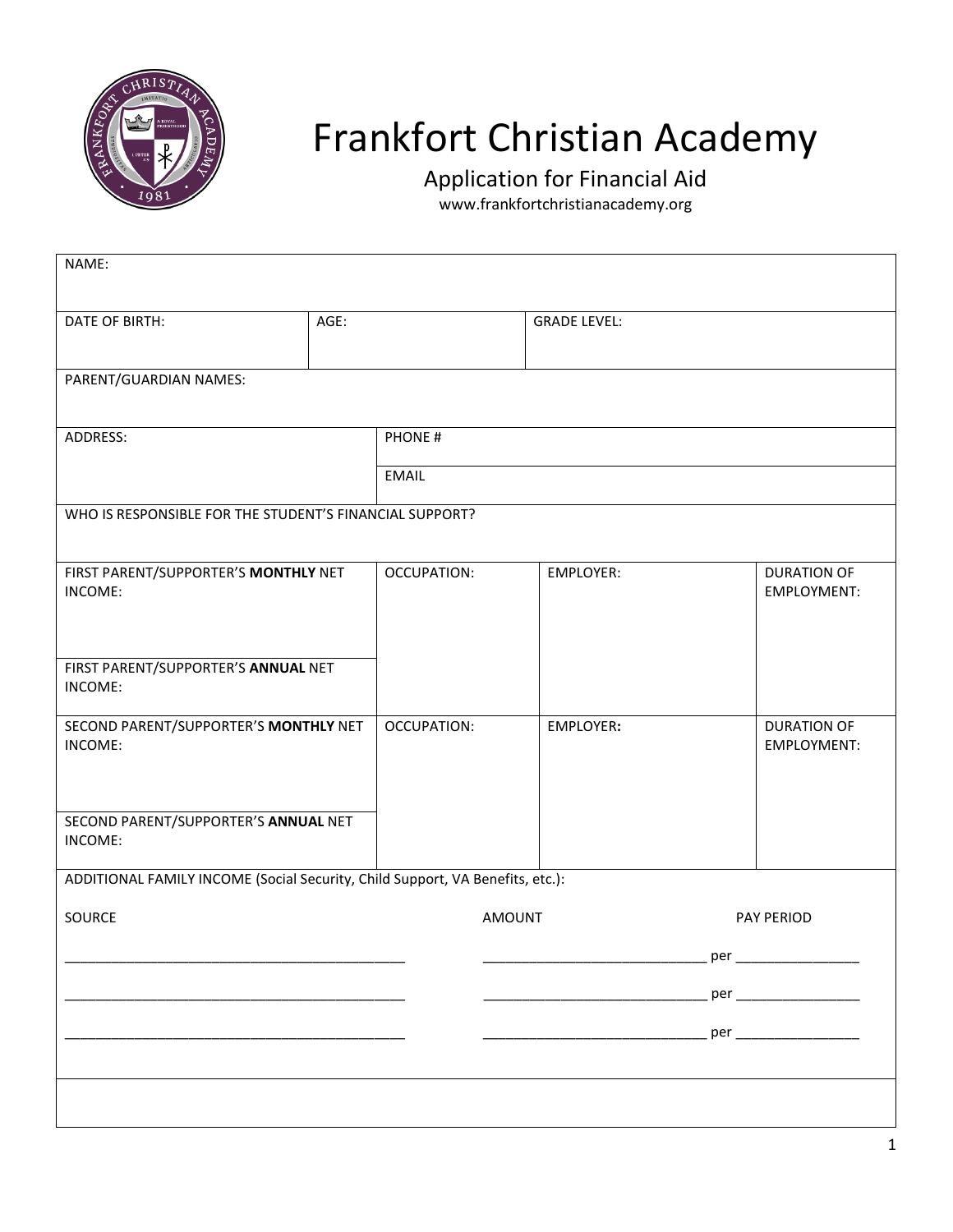# Frankfort Christian Academy

## Application for Financial Aid

www.frankfortchristianacademy.org

| NAME: | | |
|---|---|---|
| DATE OF BIRTH: | AGE: | GRADE LEVEL: |
| PARENT/GUARDIAN NAMES: | | |

| ADDRESS: | PHONE # |
|---|---|
| | EMAIL |
| WHO IS RESPONSIBLE FOR THE STUDENT'S FINANCIAL SUPPORT? | |

| FIRST PARENT/SUPPORTER'S **MONTHLY** NET INCOME: | OCCUPATION: | EMPLOYER: | DURATION OF EMPLOYMENT: |
|---|---|---|---|
| FIRST PARENT/SUPPORTER'S **ANNUAL** NET INCOME: | | | |
| SECOND PARENT/SUPPORTER'S **MONTHLY** NET INCOME: | OCCUPATION: | EMPLOYER**:** | DURATION OF EMPLOYMENT: |
| SECOND PARENT/SUPPORTER'S **ANNUAL** NET INCOME: | | | |

ADDITIONAL FAMILY INCOME (Social Security, Child Support, VA Benefits, etc.):

| SOURCE | AMOUNT | PAY PERIOD |
|---|---|---|
| ______________________________ | ______________________________ | per ________________ |
| ______________________________ | ______________________________ | per ________________ |
| ______________________________ | ______________________________ | per ________________ |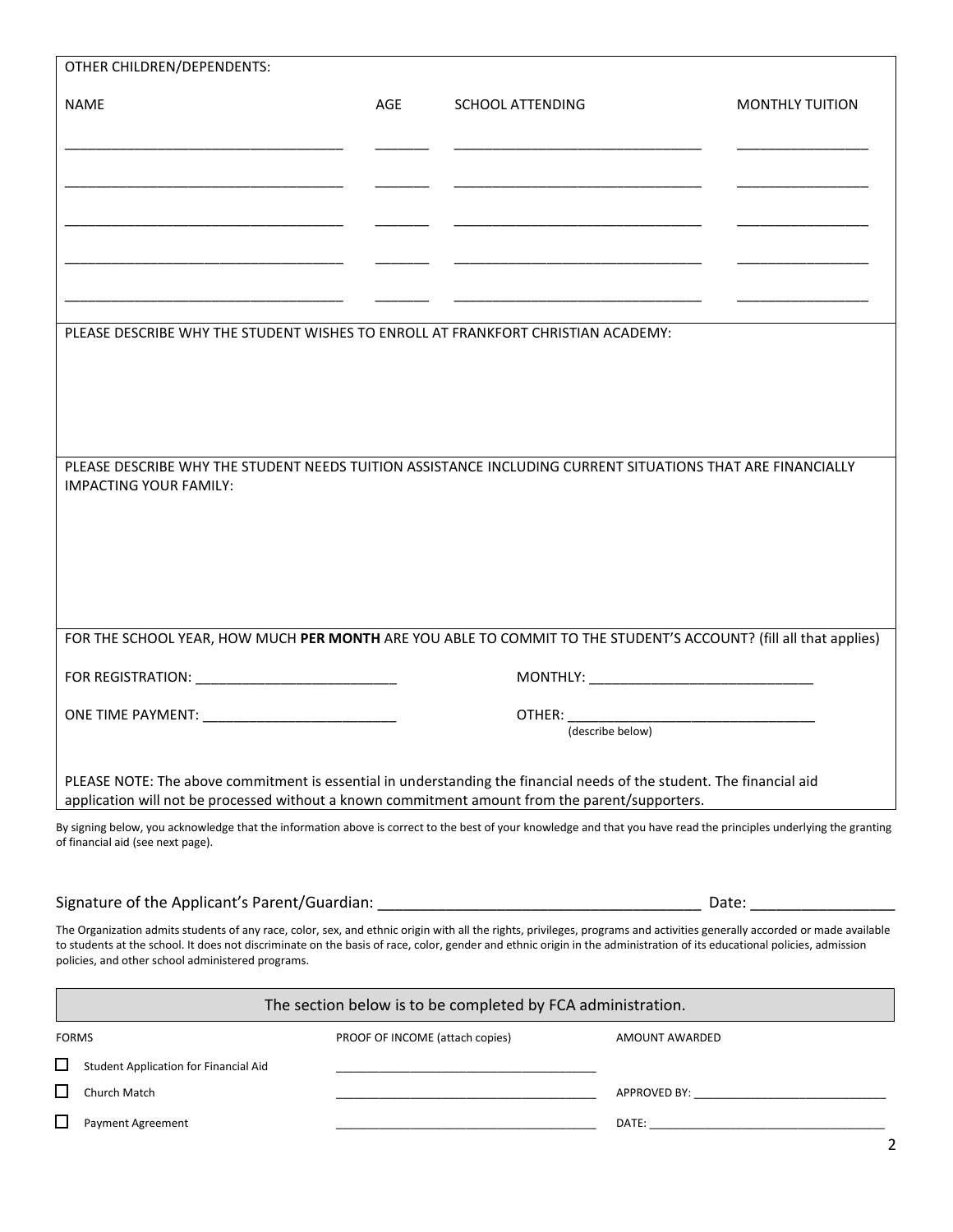OTHER CHILDREN/DEPENDENTS:

| NAME | AGE | SCHOOL ATTENDING | MONTHLY TUITION |
|---|---|---|---|
| ___________________________________ | _______ | _______________________________ | ________________ |
| ___________________________________ | _______ | _______________________________ | ________________ |
| ___________________________________ | _______ | _______________________________ | ________________ |
| ___________________________________ | _______ | _______________________________ | ________________ |
| ___________________________________ | _______ | _______________________________ | ________________ |

PLEASE DESCRIBE WHY THE STUDENT WISHES TO ENROLL AT FRANKFORT CHRISTIAN ACADEMY:

PLEASE DESCRIBE WHY THE STUDENT NEEDS TUITION ASSISTANCE INCLUDING CURRENT SITUATIONS THAT ARE FINANCIALLY IMPACTING YOUR FAMILY:

FOR THE SCHOOL YEAR, HOW MUCH **PER MONTH** ARE YOU ABLE TO COMMIT TO THE STUDENT'S ACCOUNT? (fill all that applies)

FOR REGISTRATION: _________________________ MONTHLY: ____________________________

ONE TIME PAYMENT: ________________________ OTHER: _______________________________
(describe below)

PLEASE NOTE: The above commitment is essential in understanding the financial needs of the student. The financial aid application will not be processed without a known commitment amount from the parent/supporters.

By signing below, you acknowledge that the information above is correct to the best of your knowledge and that you have read the principles underlying the granting of financial aid (see next page).

Signature of the Applicant's Parent/Guardian: _______________________________________ Date: _________________

The Organization admits students of any race, color, sex, and ethnic origin with all the rights, privileges, programs and activities generally accorded or made available to students at the school. It does not discriminate on the basis of race, color, gender and ethnic origin in the administration of its educational policies, admission policies, and other school administered programs.

The section below is to be completed by FCA administration.

| FORMS | PROOF OF INCOME (attach copies) | AMOUNT AWARDED |
|---|---|---|
| ☐ Student Application for Financial Aid | ________________________________________ | |
| ☐ Church Match | ________________________________________ | APPROVED BY: _____________________________ |
| ☐ Payment Agreement | ________________________________________ | DATE: ____________________________________ |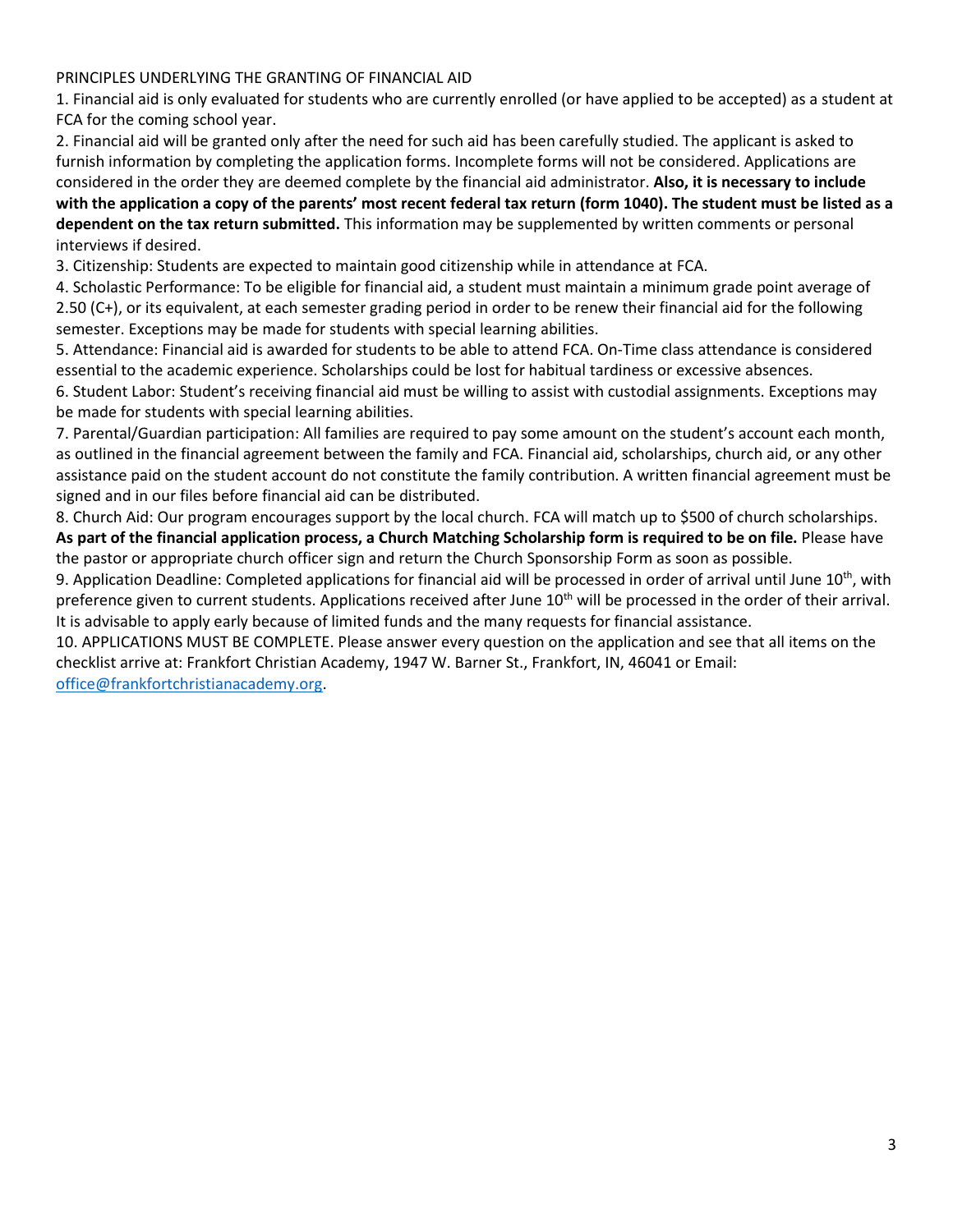PRINCIPLES UNDERLYING THE GRANTING OF FINANCIAL AID

1. Financial aid is only evaluated for students who are currently enrolled (or have applied to be accepted) as a student at FCA for the coming school year.
2. Financial aid will be granted only after the need for such aid has been carefully studied. The applicant is asked to furnish information by completing the application forms. Incomplete forms will not be considered. Applications are considered in the order they are deemed complete by the financial aid administrator. **Also, it is necessary to include with the application a copy of the parents' most recent federal tax return (form 1040). The student must be listed as a dependent on the tax return submitted.** This information may be supplemented by written comments or personal interviews if desired.
3. Citizenship: Students are expected to maintain good citizenship while in attendance at FCA.
4. Scholastic Performance: To be eligible for financial aid, a student must maintain a minimum grade point average of 2.50 (C+), or its equivalent, at each semester grading period in order to be renew their financial aid for the following semester. Exceptions may be made for students with special learning abilities.
5. Attendance: Financial aid is awarded for students to be able to attend FCA. On-Time class attendance is considered essential to the academic experience. Scholarships could be lost for habitual tardiness or excessive absences.
6. Student Labor: Student's receiving financial aid must be willing to assist with custodial assignments. Exceptions may be made for students with special learning abilities.
7. Parental/Guardian participation: All families are required to pay some amount on the student's account each month, as outlined in the financial agreement between the family and FCA. Financial aid, scholarships, church aid, or any other assistance paid on the student account do not constitute the family contribution. A written financial agreement must be signed and in our files before financial aid can be distributed.
8. Church Aid: Our program encourages support by the local church. FCA will match up to $500 of church scholarships. **As part of the financial application process, a Church Matching Scholarship form is required to be on file.** Please have the pastor or appropriate church officer sign and return the Church Sponsorship Form as soon as possible.
9. Application Deadline: Completed applications for financial aid will be processed in order of arrival until June 10th, with preference given to current students. Applications received after June 10th will be processed in the order of their arrival. It is advisable to apply early because of limited funds and the many requests for financial assistance.
10. APPLICATIONS MUST BE COMPLETE. Please answer every question on the application and see that all items on the checklist arrive at: Frankfort Christian Academy, 1947 W. Barner St., Frankfort, IN, 46041 or Email: office@frankfortchristianacademy.org.